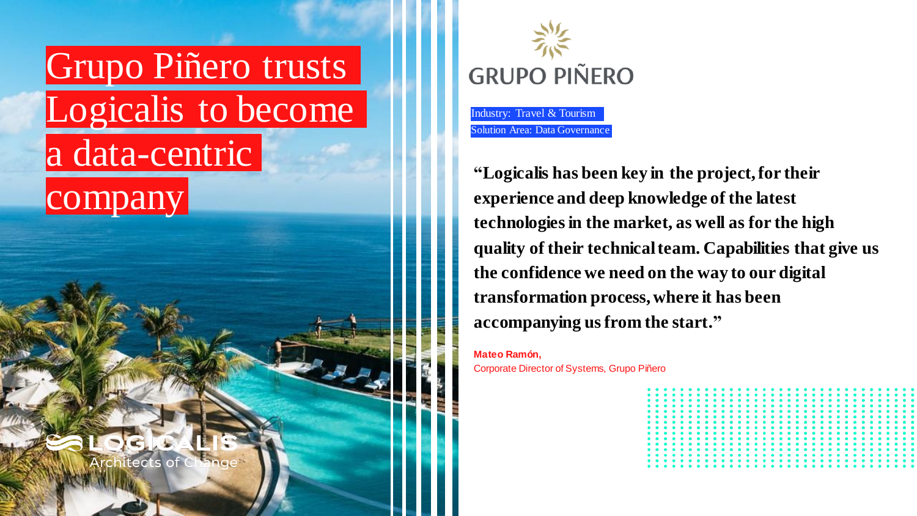# Grupo Piñero trusts Logicalis to become a data-centric company

LOGICALIS
Architects of Change

GRUPO PIÑERO

Industry: Travel & Tourism
Solution Area: Data Governance

**"Logicalis has been key in the project, for their experience and deep knowledge of the latest technologies in the market, as well as for the high quality of their technical team. Capabilities that give us the confidence we need on the way to our digital transformation process, where it has been accompanying us from the start."**

**Mateo Ramón,**
Corporate Director of Systems, Grupo Piñero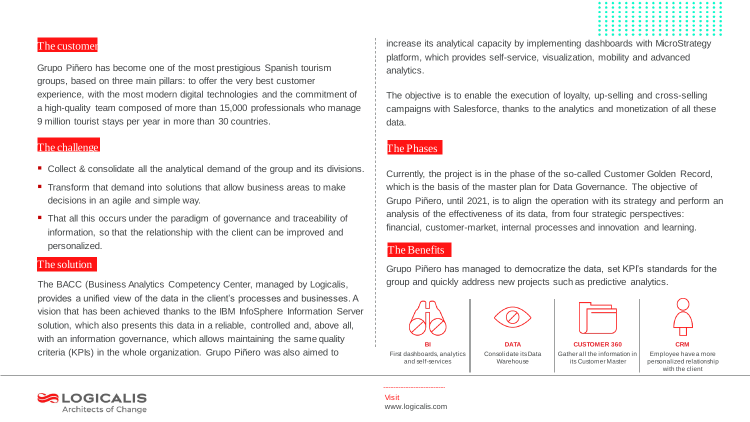## The customer

Grupo Piñero has become one of the most prestigious Spanish tourism groups, based on three main pillars: to offer the very best customer experience, with the most modern digital technologies and the commitment of a high-quality team composed of more than 15,000 professionals who manage 9 million tourist stays per year in more than 30 countries.

## The challenge

- Collect & consolidate all the analytical demand of the group and its divisions.
- Transform that demand into solutions that allow business areas to make decisions in an agile and simple way.
- That all this occurs under the paradigm of governance and traceability of information, so that the relationship with the client can be improved and personalized.

## The solution

The BACC (Business Analytics Competency Center, managed by Logicalis, provides a unified view of the data in the client's processes and businesses. A vision that has been achieved thanks to the IBM InfoSphere Information Server solution, which also presents this data in a reliable, controlled and, above all, with an information governance, which allows maintaining the same quality criteria (KPIs) in the whole organization. Grupo Piñero was also aimed to increase its analytical capacity by implementing dashboards with MicroStrategy platform, which provides self-service, visualization, mobility and advanced analytics.

The objective is to enable the execution of loyalty, up-selling and cross-selling campaigns with Salesforce, thanks to the analytics and monetization of all these data.

## The Phases

Currently, the project is in the phase of the so-called Customer Golden Record, which is the basis of the master plan for Data Governance. The objective of Grupo Piñero, until 2021, is to align the operation with its strategy and perform an analysis of the effectiveness of its data, from four strategic perspectives: financial, customer-market, internal processes and innovation and learning.

## The Benefits

Grupo Piñero has managed to democratize the data, set KPI's standards for the group and quickly address new projects such as predictive analytics.

**BI**
First dashboards, analytics and self-services

**DATA**
Consolidate its Data Warehouse

**CUSTOMER 360**
Gather all the information in its Customer Master

**CRM**
Employee have a more personalized relationship with the client

LOGICALIS
Architects of Change

Visit
www.logicalis.com